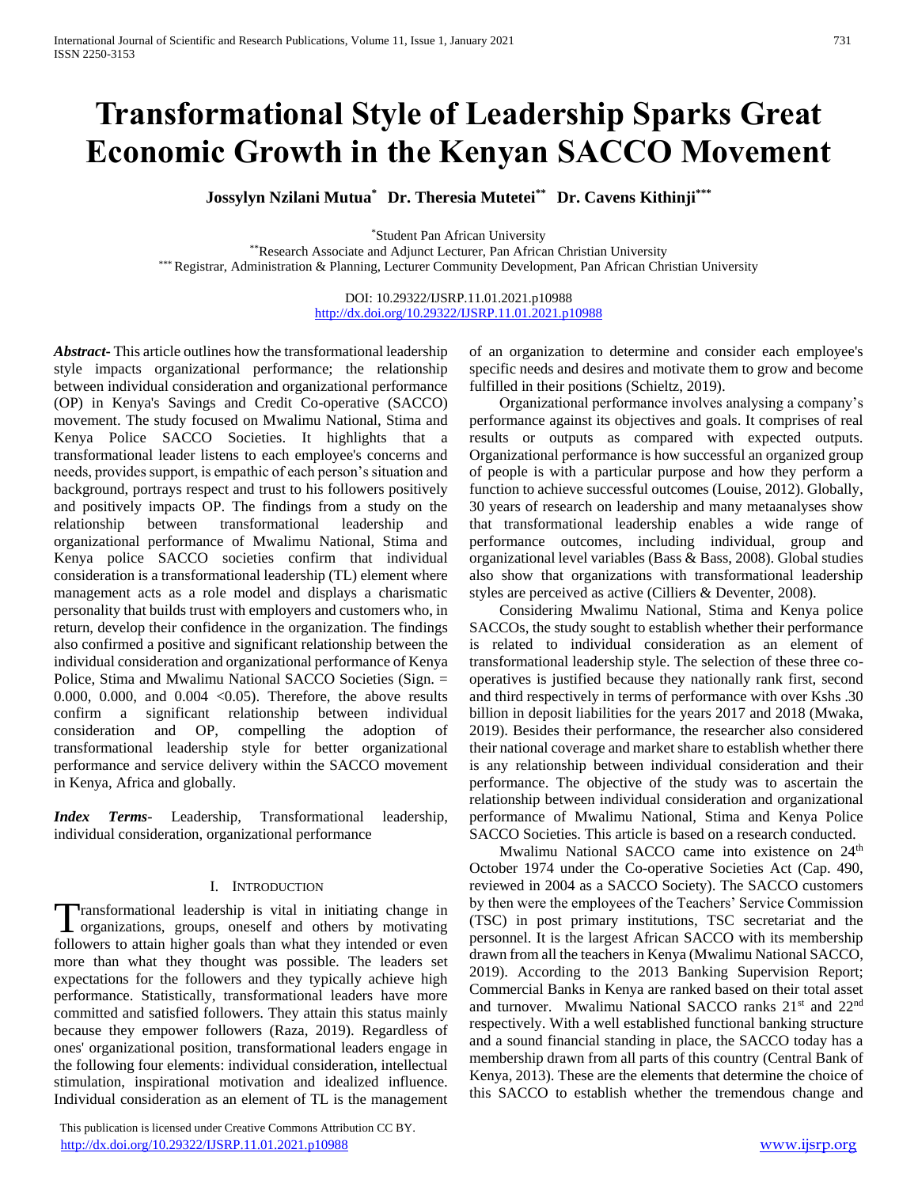# Transformational Style of Leadership Sparks Great Economic Growth in the Kenyan SACCO Movement

**Jossylyn Nzilani Mutua[*] Dr. Theresia Mutetei[**] Dr. Cavens Kithinji[***]**

[*]Student Pan African University
[**]Research Associate and Adjunct Lecturer, Pan African Christian University
[***] Registrar, Administration & Planning, Lecturer Community Development, Pan African Christian University

DOI: 10.29322/IJSRP.11.01.2021.p10988
http://dx.doi.org/10.29322/IJSRP.11.01.2021.p10988

***Abstract***- This article outlines how the transformational leadership style impacts organizational performance; the relationship between individual consideration and organizational performance (OP) in Kenya's Savings and Credit Co-operative (SACCO) movement. The study focused on Mwalimu National, Stima and Kenya Police SACCO Societies. It highlights that a transformational leader listens to each employee's concerns and needs, provides support, is empathic of each person's situation and background, portrays respect and trust to his followers positively and positively impacts OP. The findings from a study on the relationship between transformational leadership and organizational performance of Mwalimu National, Stima and Kenya police SACCO societies confirm that individual consideration is a transformational leadership (TL) element where management acts as a role model and displays a charismatic personality that builds trust with employers and customers who, in return, develop their confidence in the organization. The findings also confirmed a positive and significant relationship between the individual consideration and organizational performance of Kenya Police, Stima and Mwalimu National SACCO Societies (Sign. = 0.000, 0.000, and 0.004 <0.05). Therefore, the above results confirm a significant relationship between individual consideration and OP, compelling the adoption of transformational leadership style for better organizational performance and service delivery within the SACCO movement in Kenya, Africa and globally.

***Index Terms***- Leadership, Transformational leadership, individual consideration, organizational performance

## I. Introduction

Transformational leadership is vital in initiating change in organizations, groups, oneself and others by motivating followers to attain higher goals than what they intended or even more than what they thought was possible. The leaders set expectations for the followers and they typically achieve high performance. Statistically, transformational leaders have more committed and satisfied followers. They attain this status mainly because they empower followers (Raza, 2019). Regardless of ones' organizational position, transformational leaders engage in the following four elements: individual consideration, intellectual stimulation, inspirational motivation and idealized influence. Individual consideration as an element of TL is the management of an organization to determine and consider each employee's specific needs and desires and motivate them to grow and become fulfilled in their positions (Schieltz, 2019).

Organizational performance involves analysing a company's performance against its objectives and goals. It comprises of real results or outputs as compared with expected outputs. Organizational performance is how successful an organized group of people is with a particular purpose and how they perform a function to achieve successful outcomes (Louise, 2012). Globally, 30 years of research on leadership and many metaanalyses show that transformational leadership enables a wide range of performance outcomes, including individual, group and organizational level variables (Bass & Bass, 2008). Global studies also show that organizations with transformational leadership styles are perceived as active (Cilliers & Deventer, 2008).

Considering Mwalimu National, Stima and Kenya police SACCOs, the study sought to establish whether their performance is related to individual consideration as an element of transformational leadership style. The selection of these three co-operatives is justified because they nationally rank first, second and third respectively in terms of performance with over Kshs .30 billion in deposit liabilities for the years 2017 and 2018 (Mwaka, 2019). Besides their performance, the researcher also considered their national coverage and market share to establish whether there is any relationship between individual consideration and their performance. The objective of the study was to ascertain the relationship between individual consideration and organizational performance of Mwalimu National, Stima and Kenya Police SACCO Societies. This article is based on a research conducted.

Mwalimu National SACCO came into existence on 24th October 1974 under the Co-operative Societies Act (Cap. 490, reviewed in 2004 as a SACCO Society). The SACCO customers by then were the employees of the Teachers' Service Commission (TSC) in post primary institutions, TSC secretariat and the personnel. It is the largest African SACCO with its membership drawn from all the teachers in Kenya (Mwalimu National SACCO, 2019). According to the 2013 Banking Supervision Report; Commercial Banks in Kenya are ranked based on their total asset and turnover. Mwalimu National SACCO ranks 21st and 22nd respectively. With a well established functional banking structure and a sound financial standing in place, the SACCO today has a membership drawn from all parts of this country (Central Bank of Kenya, 2013). These are the elements that determine the choice of this SACCO to establish whether the tremendous change and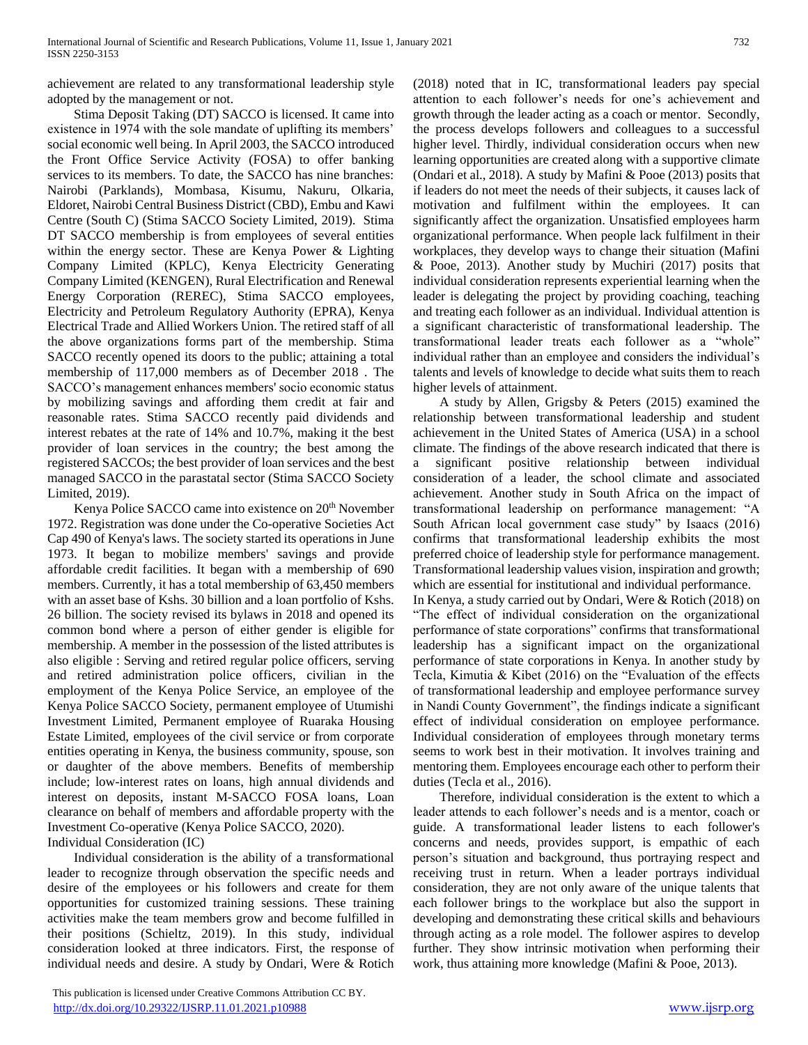achievement are related to any transformational leadership style adopted by the management or not.

Stima Deposit Taking (DT) SACCO is licensed. It came into existence in 1974 with the sole mandate of uplifting its members' social economic well being. In April 2003, the SACCO introduced the Front Office Service Activity (FOSA) to offer banking services to its members. To date, the SACCO has nine branches: Nairobi (Parklands), Mombasa, Kisumu, Nakuru, Olkaria, Eldoret, Nairobi Central Business District (CBD), Embu and Kawi Centre (South C) (Stima SACCO Society Limited, 2019). Stima DT SACCO membership is from employees of several entities within the energy sector. These are Kenya Power & Lighting Company Limited (KPLC), Kenya Electricity Generating Company Limited (KENGEN), Rural Electrification and Renewal Energy Corporation (REREC), Stima SACCO employees, Electricity and Petroleum Regulatory Authority (EPRA), Kenya Electrical Trade and Allied Workers Union. The retired staff of all the above organizations forms part of the membership. Stima SACCO recently opened its doors to the public; attaining a total membership of 117,000 members as of December 2018 . The SACCO's management enhances members' socio economic status by mobilizing savings and affording them credit at fair and reasonable rates. Stima SACCO recently paid dividends and interest rebates at the rate of 14% and 10.7%, making it the best provider of loan services in the country; the best among the registered SACCOs; the best provider of loan services and the best managed SACCO in the parastatal sector (Stima SACCO Society Limited, 2019).

Kenya Police SACCO came into existence on 20th November 1972. Registration was done under the Co-operative Societies Act Cap 490 of Kenya's laws. The society started its operations in June 1973. It began to mobilize members' savings and provide affordable credit facilities. It began with a membership of 690 members. Currently, it has a total membership of 63,450 members with an asset base of Kshs. 30 billion and a loan portfolio of Kshs. 26 billion. The society revised its bylaws in 2018 and opened its common bond where a person of either gender is eligible for membership. A member in the possession of the listed attributes is also eligible : Serving and retired regular police officers, serving and retired administration police officers, civilian in the employment of the Kenya Police Service, an employee of the Kenya Police SACCO Society, permanent employee of Utumishi Investment Limited, Permanent employee of Ruaraka Housing Estate Limited, employees of the civil service or from corporate entities operating in Kenya, the business community, spouse, son or daughter of the above members. Benefits of membership include; low-interest rates on loans, high annual dividends and interest on deposits, instant M-SACCO FOSA loans, Loan clearance on behalf of members and affordable property with the Investment Co-operative (Kenya Police SACCO, 2020).

Individual Consideration (IC)

Individual consideration is the ability of a transformational leader to recognize through observation the specific needs and desire of the employees or his followers and create for them opportunities for customized training sessions. These training activities make the team members grow and become fulfilled in their positions (Schieltz, 2019). In this study, individual consideration looked at three indicators. First, the response of individual needs and desire. A study by Ondari, Were & Rotich (2018) noted that in IC, transformational leaders pay special attention to each follower's needs for one's achievement and growth through the leader acting as a coach or mentor. Secondly, the process develops followers and colleagues to a successful higher level. Thirdly, individual consideration occurs when new learning opportunities are created along with a supportive climate (Ondari et al., 2018). A study by Mafini & Pooe (2013) posits that if leaders do not meet the needs of their subjects, it causes lack of motivation and fulfilment within the employees. It can significantly affect the organization. Unsatisfied employees harm organizational performance. When people lack fulfilment in their workplaces, they develop ways to change their situation (Mafini & Pooe, 2013). Another study by Muchiri (2017) posits that individual consideration represents experiential learning when the leader is delegating the project by providing coaching, teaching and treating each follower as an individual. Individual attention is a significant characteristic of transformational leadership. The transformational leader treats each follower as a "whole" individual rather than an employee and considers the individual's talents and levels of knowledge to decide what suits them to reach higher levels of attainment.

A study by Allen, Grigsby & Peters (2015) examined the relationship between transformational leadership and student achievement in the United States of America (USA) in a school climate. The findings of the above research indicated that there is a significant positive relationship between individual consideration of a leader, the school climate and associated achievement. Another study in South Africa on the impact of transformational leadership on performance management: "A South African local government case study" by Isaacs (2016) confirms that transformational leadership exhibits the most preferred choice of leadership style for performance management. Transformational leadership values vision, inspiration and growth; which are essential for institutional and individual performance. In Kenya, a study carried out by Ondari, Were & Rotich (2018) on "The effect of individual consideration on the organizational performance of state corporations" confirms that transformational leadership has a significant impact on the organizational performance of state corporations in Kenya. In another study by Tecla, Kimutia & Kibet (2016) on the "Evaluation of the effects of transformational leadership and employee performance survey in Nandi County Government", the findings indicate a significant effect of individual consideration on employee performance. Individual consideration of employees through monetary terms seems to work best in their motivation. It involves training and mentoring them. Employees encourage each other to perform their duties (Tecla et al., 2016).

Therefore, individual consideration is the extent to which a leader attends to each follower's needs and is a mentor, coach or guide. A transformational leader listens to each follower's concerns and needs, provides support, is empathic of each person's situation and background, thus portraying respect and receiving trust in return. When a leader portrays individual consideration, they are not only aware of the unique talents that each follower brings to the workplace but also the support in developing and demonstrating these critical skills and behaviours through acting as a role model. The follower aspires to develop further. They show intrinsic motivation when performing their work, thus attaining more knowledge (Mafini & Pooe, 2013).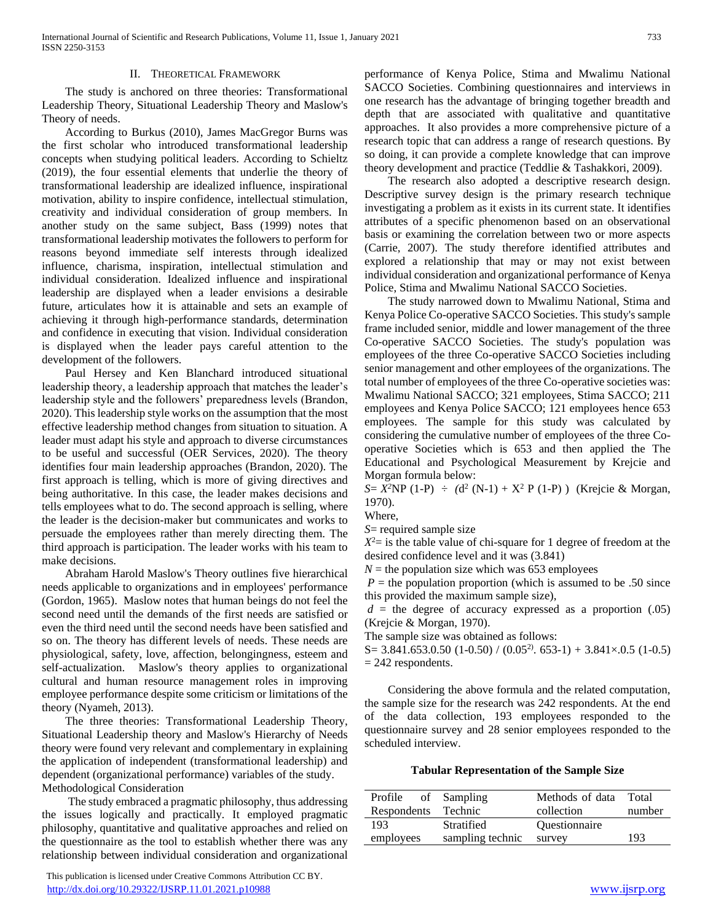## II. Theoretical Framework

The study is anchored on three theories: Transformational Leadership Theory, Situational Leadership Theory and Maslow's Theory of needs.

According to Burkus (2010), James MacGregor Burns was the first scholar who introduced transformational leadership concepts when studying political leaders. According to Schieltz (2019), the four essential elements that underlie the theory of transformational leadership are idealized influence, inspirational motivation, ability to inspire confidence, intellectual stimulation, creativity and individual consideration of group members. In another study on the same subject, Bass (1999) notes that transformational leadership motivates the followers to perform for reasons beyond immediate self interests through idealized influence, charisma, inspiration, intellectual stimulation and individual consideration. Idealized influence and inspirational leadership are displayed when a leader envisions a desirable future, articulates how it is attainable and sets an example of achieving it through high-performance standards, determination and confidence in executing that vision. Individual consideration is displayed when the leader pays careful attention to the development of the followers.

Paul Hersey and Ken Blanchard introduced situational leadership theory, a leadership approach that matches the leader's leadership style and the followers' preparedness levels (Brandon, 2020). This leadership style works on the assumption that the most effective leadership method changes from situation to situation. A leader must adapt his style and approach to diverse circumstances to be useful and successful (OER Services, 2020). The theory identifies four main leadership approaches (Brandon, 2020). The first approach is telling, which is more of giving directives and being authoritative. In this case, the leader makes decisions and tells employees what to do. The second approach is selling, where the leader is the decision-maker but communicates and works to persuade the employees rather than merely directing them. The third approach is participation. The leader works with his team to make decisions.

Abraham Harold Maslow's Theory outlines five hierarchical needs applicable to organizations and in employees' performance (Gordon, 1965). Maslow notes that human beings do not feel the second need until the demands of the first needs are satisfied or even the third need until the second needs have been satisfied and so on. The theory has different levels of needs. These needs are physiological, safety, love, affection, belongingness, esteem and self-actualization. Maslow's theory applies to organizational cultural and human resource management roles in improving employee performance despite some criticism or limitations of the theory (Nyameh, 2013).

The three theories: Transformational Leadership Theory, Situational Leadership theory and Maslow's Hierarchy of Needs theory were found very relevant and complementary in explaining the application of independent (transformational leadership) and dependent (organizational performance) variables of the study.

Methodological Consideration

The study embraced a pragmatic philosophy, thus addressing the issues logically and practically. It employed pragmatic philosophy, quantitative and qualitative approaches and relied on the questionnaire as the tool to establish whether there was any relationship between individual consideration and organizational performance of Kenya Police, Stima and Mwalimu National SACCO Societies. Combining questionnaires and interviews in one research has the advantage of bringing together breadth and depth that are associated with qualitative and quantitative approaches. It also provides a more comprehensive picture of a research topic that can address a range of research questions. By so doing, it can provide a complete knowledge that can improve theory development and practice (Teddlie & Tashakkori, 2009).

The research also adopted a descriptive research design. Descriptive survey design is the primary research technique investigating a problem as it exists in its current state. It identifies attributes of a specific phenomenon based on an observational basis or examining the correlation between two or more aspects (Carrie, 2007). The study therefore identified attributes and explored a relationship that may or may not exist between individual consideration and organizational performance of Kenya Police, Stima and Mwalimu National SACCO Societies.

The study narrowed down to Mwalimu National, Stima and Kenya Police Co-operative SACCO Societies. This study's sample frame included senior, middle and lower management of the three Co-operative SACCO Societies. The study's population was employees of the three Co-operative SACCO Societies including senior management and other employees of the organizations. The total number of employees of the three Co-operative societies was: Mwalimu National SACCO; 321 employees, Stima SACCO; 211 employees and Kenya Police SACCO; 121 employees hence 653 employees. The sample for this study was calculated by considering the cumulative number of employees of the three Co-operative Societies which is 653 and then applied the The Educational and Psychological Measurement by Krejcie and Morgan formula below:

$S = X^2NP(1-P) \div (d^2(N-1) + X^2P(1-P))$ (Krejcie & Morgan, 1970).

Where,

$S$= required sample size

$X^2$= is the table value of chi-square for 1 degree of freedom at the desired confidence level and it was (3.841)

$N$ = the population size which was 653 employees

$P$ = the population proportion (which is assumed to be .50 since this provided the maximum sample size),

$d$ = the degree of accuracy expressed as a proportion (.05) (Krejcie & Morgan, 1970).

The sample size was obtained as follows:

$S = 3.841.653.0.50\,(1-0.50) / (0.05^2 . 653-1) + 3.841 \times .0.5\,(1-0.5)$ = 242 respondents.

Considering the above formula and the related computation, the sample size for the research was 242 respondents. At the end of the data collection, 193 employees responded to the questionnaire survey and 28 senior employees responded to the scheduled interview.

**Tabular Representation of the Sample Size**

| Profile of Respondents | Sampling Technic | Methods of data collection | Total number |
|---|---|---|---|
| 193 employees | Stratified sampling technic | Questionnaire survey | 193 |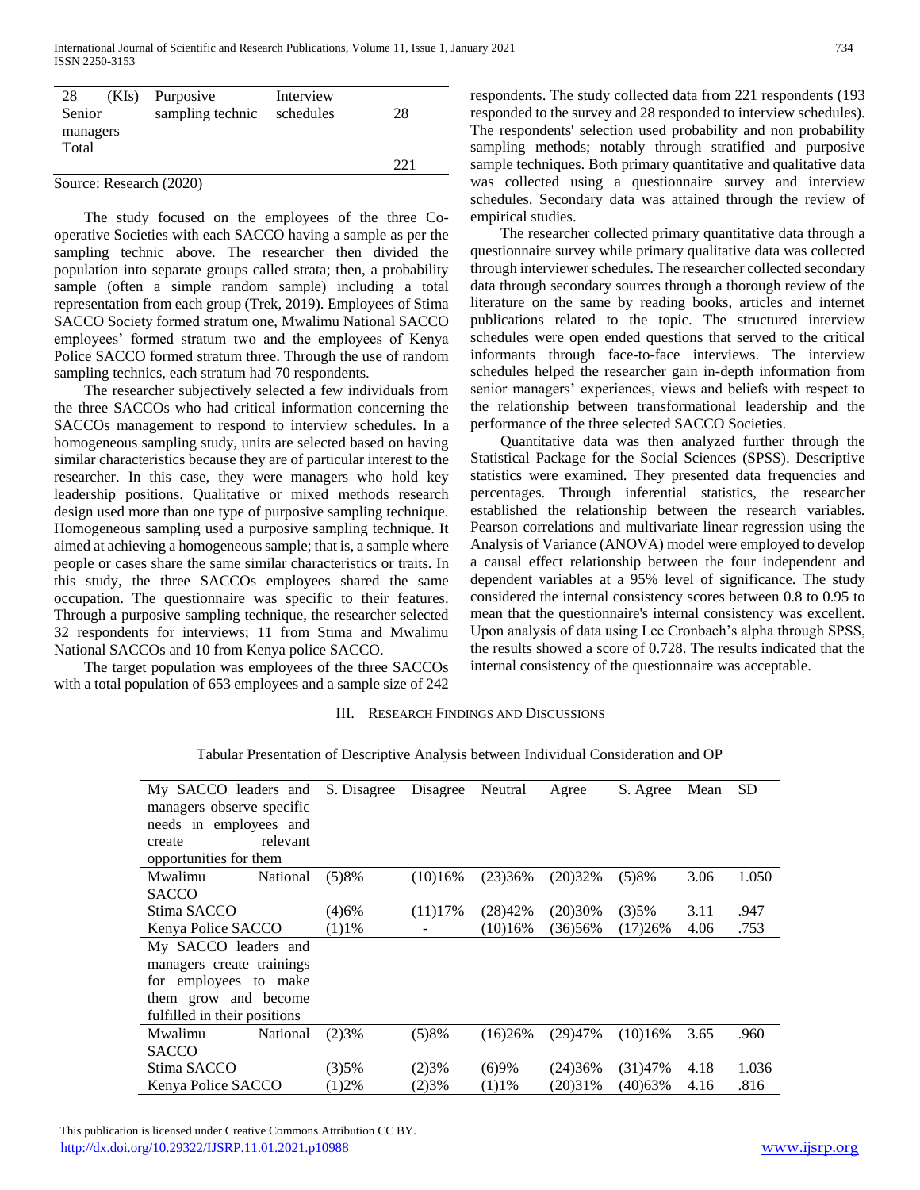| 28 (KIs) Senior managers | Purposive sampling technic | Interview schedules | 28 |
|---|---|---|---|
| Total | | | 221 |

Source: Research (2020)

The study focused on the employees of the three Co-operative Societies with each SACCO having a sample as per the sampling technic above. The researcher then divided the population into separate groups called strata; then, a probability sample (often a simple random sample) including a total representation from each group (Trek, 2019). Employees of Stima SACCO Society formed stratum one, Mwalimu National SACCO employees' formed stratum two and the employees of Kenya Police SACCO formed stratum three. Through the use of random sampling technics, each stratum had 70 respondents.

The researcher subjectively selected a few individuals from the three SACCOs who had critical information concerning the SACCOs management to respond to interview schedules. In a homogeneous sampling study, units are selected based on having similar characteristics because they are of particular interest to the researcher. In this case, they were managers who hold key leadership positions. Qualitative or mixed methods research design used more than one type of purposive sampling technique. Homogeneous sampling used a purposive sampling technique. It aimed at achieving a homogeneous sample; that is, a sample where people or cases share the same similar characteristics or traits. In this study, the three SACCOs employees shared the same occupation. The questionnaire was specific to their features. Through a purposive sampling technique, the researcher selected 32 respondents for interviews; 11 from Stima and Mwalimu National SACCOs and 10 from Kenya police SACCO.

The target population was employees of the three SACCOs with a total population of 653 employees and a sample size of 242 respondents. The study collected data from 221 respondents (193 responded to the survey and 28 responded to interview schedules). The respondents' selection used probability and non probability sampling methods; notably through stratified and purposive sample techniques. Both primary quantitative and qualitative data was collected using a questionnaire survey and interview schedules. Secondary data was attained through the review of empirical studies.

The researcher collected primary quantitative data through a questionnaire survey while primary qualitative data was collected through interviewer schedules. The researcher collected secondary data through secondary sources through a thorough review of the literature on the same by reading books, articles and internet publications related to the topic. The structured interview schedules were open ended questions that served to the critical informants through face-to-face interviews. The interview schedules helped the researcher gain in-depth information from senior managers' experiences, views and beliefs with respect to the relationship between transformational leadership and the performance of the three selected SACCO Societies.

Quantitative data was then analyzed further through the Statistical Package for the Social Sciences (SPSS). Descriptive statistics were examined. They presented data frequencies and percentages. Through inferential statistics, the researcher established the relationship between the research variables. Pearson correlations and multivariate linear regression using the Analysis of Variance (ANOVA) model were employed to develop a causal effect relationship between the four independent and dependent variables at a 95% level of significance. The study considered the internal consistency scores between 0.8 to 0.95 to mean that the questionnaire's internal consistency was excellent. Upon analysis of data using Lee Cronbach's alpha through SPSS, the results showed a score of 0.728. The results indicated that the internal consistency of the questionnaire was acceptable.

## III. Research Findings and Discussions

Tabular Presentation of Descriptive Analysis between Individual Consideration and OP

| My SACCO leaders and managers observe specific needs in employees and create relevant opportunities for them | S. Disagree | Disagree | Neutral | Agree | S. Agree | Mean | SD |
|---|---|---|---|---|---|---|---|
| Mwalimu National SACCO | (5)8% | (10)16% | (23)36% | (20)32% | (5)8% | 3.06 | 1.050 |
| Stima SACCO | (4)6% | (11)17% | (28)42% | (20)30% | (3)5% | 3.11 | .947 |
| Kenya Police SACCO | (1)1% | - | (10)16% | (36)56% | (17)26% | 4.06 | .753 |
| **My SACCO leaders and managers create trainings for employees to make them grow and become fulfilled in their positions** | | | | | | | |
| Mwalimu National SACCO | (2)3% | (5)8% | (16)26% | (29)47% | (10)16% | 3.65 | .960 |
| Stima SACCO | (3)5% | (2)3% | (6)9% | (24)36% | (31)47% | 4.18 | 1.036 |
| Kenya Police SACCO | (1)2% | (2)3% | (1)1% | (20)31% | (40)63% | 4.16 | .816 |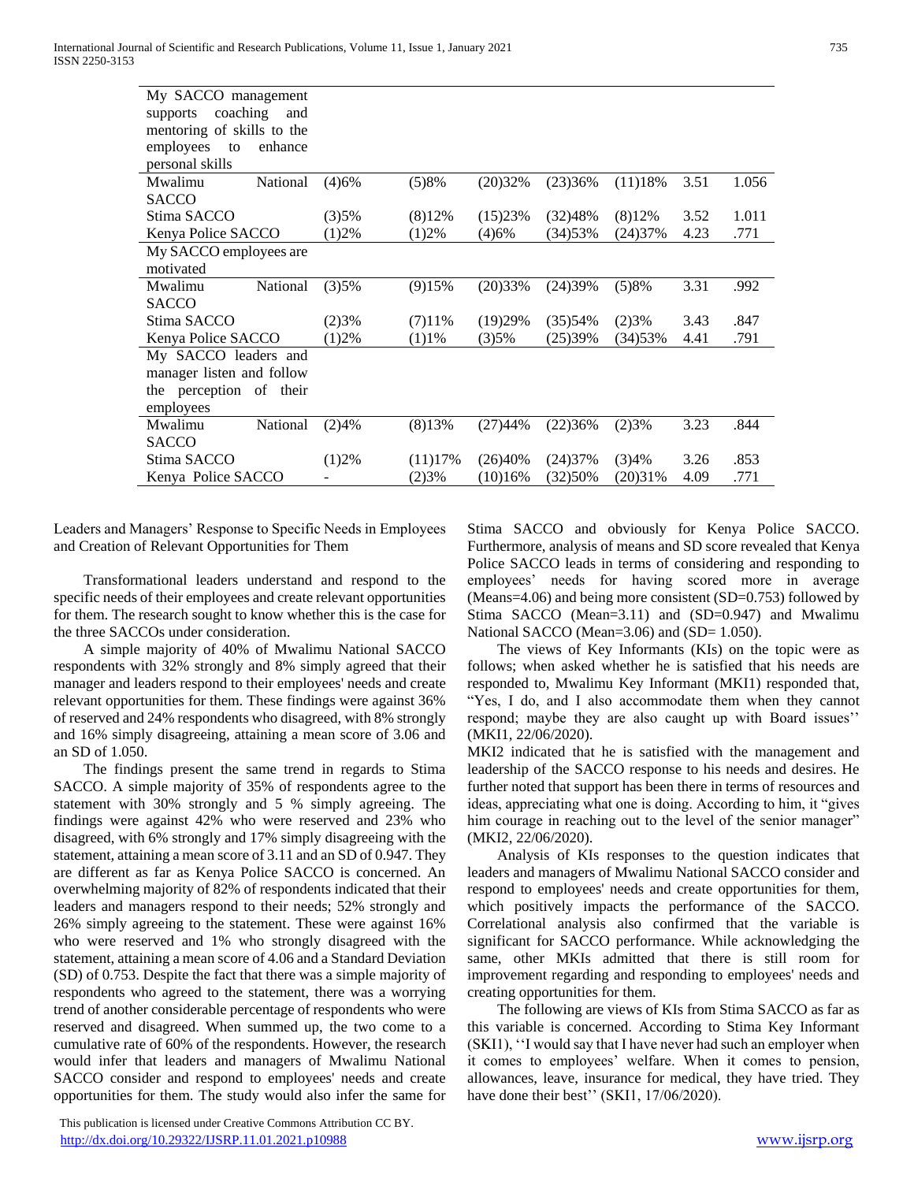| | | | | | | | |
|---|---|---|---|---|---|---|---|
| My SACCO management supports coaching and mentoring of skills to the employees to enhance personal skills | | | | | | | |
| Mwalimu National SACCO | (4)6% | (5)8% | (20)32% | (23)36% | (11)18% | 3.51 | 1.056 |
| Stima SACCO | (3)5% | (8)12% | (15)23% | (32)48% | (8)12% | 3.52 | 1.011 |
| Kenya Police SACCO | (1)2% | (1)2% | (4)6% | (34)53% | (24)37% | 4.23 | .771 |
| My SACCO employees are motivated | | | | | | | |
| Mwalimu National SACCO | (3)5% | (9)15% | (20)33% | (24)39% | (5)8% | 3.31 | .992 |
| Stima SACCO | (2)3% | (7)11% | (19)29% | (35)54% | (2)3% | 3.43 | .847 |
| Kenya Police SACCO | (1)2% | (1)1% | (3)5% | (25)39% | (34)53% | 4.41 | .791 |
| My SACCO leaders and manager listen and follow the perception of their employees | | | | | | | |
| Mwalimu National SACCO | (2)4% | (8)13% | (27)44% | (22)36% | (2)3% | 3.23 | .844 |
| Stima SACCO | (1)2% | (11)17% | (26)40% | (24)37% | (3)4% | 3.26 | .853 |
| Kenya Police SACCO | - | (2)3% | (10)16% | (32)50% | (20)31% | 4.09 | .771 |

Leaders and Managers' Response to Specific Needs in Employees and Creation of Relevant Opportunities for Them

Transformational leaders understand and respond to the specific needs of their employees and create relevant opportunities for them. The research sought to know whether this is the case for the three SACCOs under consideration.

A simple majority of 40% of Mwalimu National SACCO respondents with 32% strongly and 8% simply agreed that their manager and leaders respond to their employees' needs and create relevant opportunities for them. These findings were against 36% of reserved and 24% respondents who disagreed, with 8% strongly and 16% simply disagreeing, attaining a mean score of 3.06 and an SD of 1.050.

The findings present the same trend in regards to Stima SACCO. A simple majority of 35% of respondents agree to the statement with 30% strongly and 5 % simply agreeing. The findings were against 42% who were reserved and 23% who disagreed, with 6% strongly and 17% simply disagreeing with the statement, attaining a mean score of 3.11 and an SD of 0.947. They are different as far as Kenya Police SACCO is concerned. An overwhelming majority of 82% of respondents indicated that their leaders and managers respond to their needs; 52% strongly and 26% simply agreeing to the statement. These were against 16% who were reserved and 1% who strongly disagreed with the statement, attaining a mean score of 4.06 and a Standard Deviation (SD) of 0.753. Despite the fact that there was a simple majority of respondents who agreed to the statement, there was a worrying trend of another considerable percentage of respondents who were reserved and disagreed. When summed up, the two come to a cumulative rate of 60% of the respondents. However, the research would infer that leaders and managers of Mwalimu National SACCO consider and respond to employees' needs and create opportunities for them. The study would also infer the same for Stima SACCO and obviously for Kenya Police SACCO. Furthermore, analysis of means and SD score revealed that Kenya Police SACCO leads in terms of considering and responding to employees' needs for having scored more in average (Means=4.06) and being more consistent (SD=0.753) followed by Stima SACCO (Mean=3.11) and (SD=0.947) and Mwalimu National SACCO (Mean=3.06) and (SD= 1.050).

The views of Key Informants (KIs) on the topic were as follows; when asked whether he is satisfied that his needs are responded to, Mwalimu Key Informant (MKI1) responded that, "Yes, I do, and I also accommodate them when they cannot respond; maybe they are also caught up with Board issues'' (MKI1, 22/06/2020).

MKI2 indicated that he is satisfied with the management and leadership of the SACCO response to his needs and desires. He further noted that support has been there in terms of resources and ideas, appreciating what one is doing. According to him, it "gives him courage in reaching out to the level of the senior manager" (MKI2, 22/06/2020).

Analysis of KIs responses to the question indicates that leaders and managers of Mwalimu National SACCO consider and respond to employees' needs and create opportunities for them, which positively impacts the performance of the SACCO. Correlational analysis also confirmed that the variable is significant for SACCO performance. While acknowledging the same, other MKIs admitted that there is still room for improvement regarding and responding to employees' needs and creating opportunities for them.

The following are views of KIs from Stima SACCO as far as this variable is concerned. According to Stima Key Informant (SKI1), ''I would say that I have never had such an employer when it comes to employees' welfare. When it comes to pension, allowances, leave, insurance for medical, they have tried. They have done their best'' (SKI1, 17/06/2020).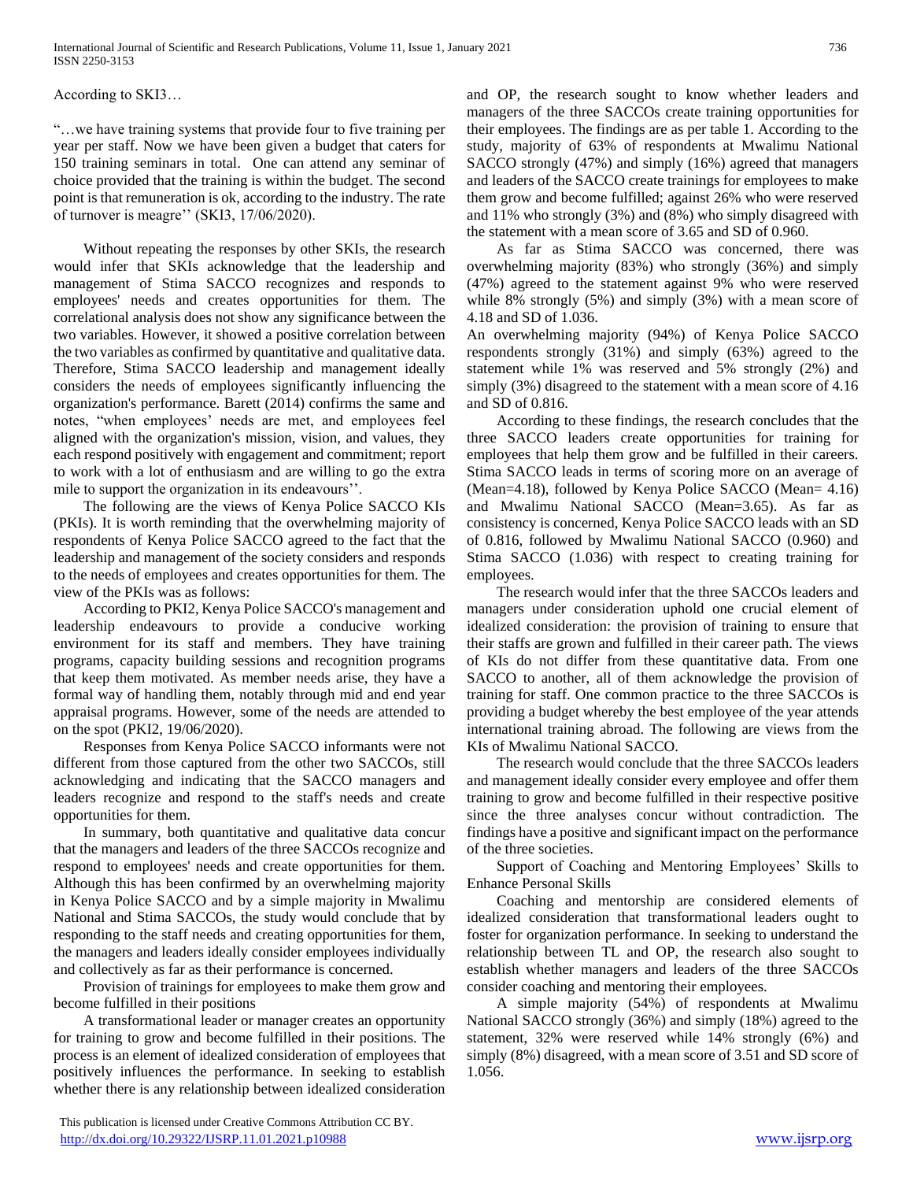According to SKI3…

"…we have training systems that provide four to five training per year per staff. Now we have been given a budget that caters for 150 training seminars in total. One can attend any seminar of choice provided that the training is within the budget. The second point is that remuneration is ok, according to the industry. The rate of turnover is meagre'' (SKI3, 17/06/2020).

Without repeating the responses by other SKIs, the research would infer that SKIs acknowledge that the leadership and management of Stima SACCO recognizes and responds to employees' needs and creates opportunities for them. The correlational analysis does not show any significance correlation between the two variables. However, it showed a positive correlation between the two variables as confirmed by quantitative and qualitative data. Therefore, Stima SACCO leadership and management ideally considers the needs of employees significantly influencing the organization's performance. Barett (2014) confirms the same and notes, "when employees' needs are met, and employees feel aligned with the organization's mission, vision, and values, they each respond positively with engagement and commitment; report to work with a lot of enthusiasm and are willing to go the extra mile to support the organization in its endeavours''.

The following are the views of Kenya Police SACCO KIs (PKIs). It is worth reminding that the overwhelming majority of respondents of Kenya Police SACCO agreed to the fact that the leadership and management of the society considers and responds to the needs of employees and creates opportunities for them. The view of the PKIs was as follows:

According to PKI2, Kenya Police SACCO's management and leadership endeavours to provide a conducive working environment for its staff and members. They have training programs, capacity building sessions and recognition programs that keep them motivated. As member needs arise, they have a formal way of handling them, notably through mid and end year appraisal programs. However, some of the needs are attended to on the spot (PKI2, 19/06/2020).

Responses from Kenya Police SACCO informants were not different from those captured from the other two SACCOs, still acknowledging and indicating that the SACCO managers and leaders recognize and respond to the staff's needs and create opportunities for them.

In summary, both quantitative and qualitative data concur that the managers and leaders of the three SACCOs recognize and respond to employees' needs and create opportunities for them. Although this has been confirmed by an overwhelming majority in Kenya Police SACCO and by a simple majority in Mwalimu National and Stima SACCOs, the study would conclude that by responding to the staff needs and creating opportunities for them, the managers and leaders ideally consider employees individually and collectively as far as their performance is concerned.

Provision of trainings for employees to make them grow and become fulfilled in their positions

A transformational leader or manager creates an opportunity for training to grow and become fulfilled in their positions. The process is an element of idealized consideration of employees that positively influences the performance. In seeking to establish whether there is any relationship between idealized consideration and OP, the research sought to know whether leaders and managers of the three SACCOs create training opportunities for their employees. The findings are as per table 1. According to the study, majority of 63% of respondents at Mwalimu National SACCO strongly (47%) and simply (16%) agreed that managers and leaders of the SACCO create trainings for employees to make them grow and become fulfilled; against 26% who were reserved and 11% who strongly (3%) and (8%) who simply disagreed with the statement with a mean score of 3.65 and SD of 0.960.

As far as Stima SACCO was concerned, there was overwhelming majority (83%) who strongly (36%) and simply (47%) agreed to the statement against 9% who were reserved while 8% strongly (5%) and simply (3%) with a mean score of 4.18 and SD of 1.036.

An overwhelming majority (94%) of Kenya Police SACCO respondents strongly (31%) and simply (63%) agreed to the statement while 1% was reserved and 5% strongly (2%) and simply (3%) disagreed to the statement with a mean score of 4.16 and SD of 0.816.

According to these findings, the research concludes that the three SACCO leaders create opportunities for training for employees that help them grow and be fulfilled in their careers. Stima SACCO leads in terms of scoring more on an average of (Mean=4.18), followed by Kenya Police SACCO (Mean= 4.16) and Mwalimu National SACCO (Mean=3.65). As far as consistency is concerned, Kenya Police SACCO leads with an SD of 0.816, followed by Mwalimu National SACCO (0.960) and Stima SACCO (1.036) with respect to creating training for employees.

The research would infer that the three SACCOs leaders and managers under consideration uphold one crucial element of idealized consideration: the provision of training to ensure that their staffs are grown and fulfilled in their career path. The views of KIs do not differ from these quantitative data. From one SACCO to another, all of them acknowledge the provision of training for staff. One common practice to the three SACCOs is providing a budget whereby the best employee of the year attends international training abroad. The following are views from the KIs of Mwalimu National SACCO.

The research would conclude that the three SACCOs leaders and management ideally consider every employee and offer them training to grow and become fulfilled in their respective positive since the three analyses concur without contradiction. The findings have a positive and significant impact on the performance of the three societies.

Support of Coaching and Mentoring Employees' Skills to Enhance Personal Skills

Coaching and mentorship are considered elements of idealized consideration that transformational leaders ought to foster for organization performance. In seeking to understand the relationship between TL and OP, the research also sought to establish whether managers and leaders of the three SACCOs consider coaching and mentoring their employees.

A simple majority (54%) of respondents at Mwalimu National SACCO strongly (36%) and simply (18%) agreed to the statement, 32% were reserved while 14% strongly (6%) and simply (8%) disagreed, with a mean score of 3.51 and SD score of 1.056.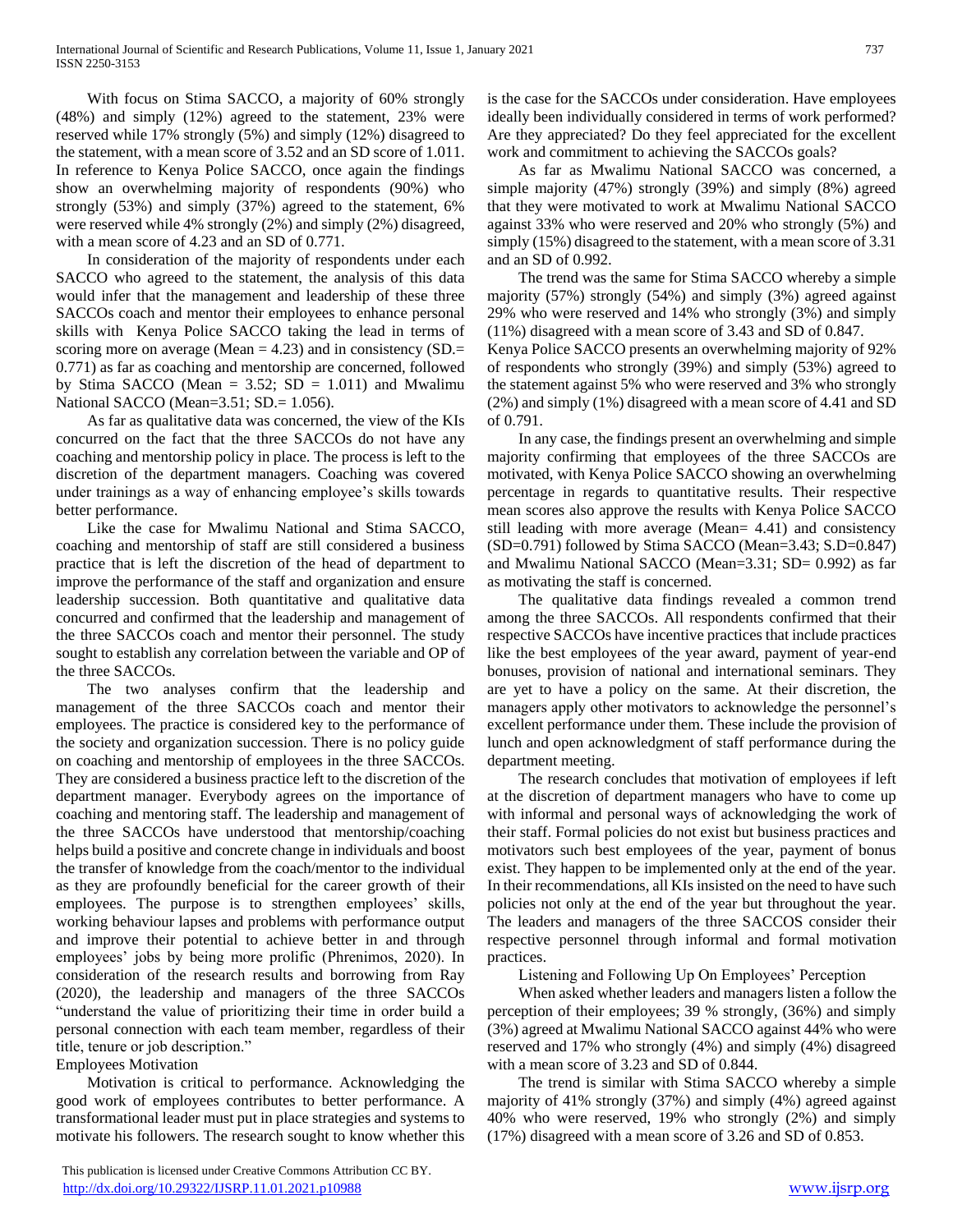With focus on Stima SACCO, a majority of 60% strongly (48%) and simply (12%) agreed to the statement, 23% were reserved while 17% strongly (5%) and simply (12%) disagreed to the statement, with a mean score of 3.52 and an SD score of 1.011. In reference to Kenya Police SACCO, once again the findings show an overwhelming majority of respondents (90%) who strongly (53%) and simply (37%) agreed to the statement, 6% were reserved while 4% strongly (2%) and simply (2%) disagreed, with a mean score of 4.23 and an SD of 0.771.

In consideration of the majority of respondents under each SACCO who agreed to the statement, the analysis of this data would infer that the management and leadership of these three SACCOs coach and mentor their employees to enhance personal skills with Kenya Police SACCO taking the lead in terms of scoring more on average (Mean = 4.23) and in consistency (SD.= 0.771) as far as coaching and mentorship are concerned, followed by Stima SACCO (Mean = 3.52; SD = 1.011) and Mwalimu National SACCO (Mean=3.51; SD.= 1.056).

As far as qualitative data was concerned, the view of the KIs concurred on the fact that the three SACCOs do not have any coaching and mentorship policy in place. The process is left to the discretion of the department managers. Coaching was covered under trainings as a way of enhancing employee's skills towards better performance.

Like the case for Mwalimu National and Stima SACCO, coaching and mentorship of staff are still considered a business practice that is left the discretion of the head of department to improve the performance of the staff and organization and ensure leadership succession. Both quantitative and qualitative data concurred and confirmed that the leadership and management of the three SACCOs coach and mentor their personnel. The study sought to establish any correlation between the variable and OP of the three SACCOs.

The two analyses confirm that the leadership and management of the three SACCOs coach and mentor their employees. The practice is considered key to the performance of the society and organization succession. There is no policy guide on coaching and mentorship of employees in the three SACCOs. They are considered a business practice left to the discretion of the department manager. Everybody agrees on the importance of coaching and mentoring staff. The leadership and management of the three SACCOs have understood that mentorship/coaching helps build a positive and concrete change in individuals and boost the transfer of knowledge from the coach/mentor to the individual as they are profoundly beneficial for the career growth of their employees. The purpose is to strengthen employees' skills, working behaviour lapses and problems with performance output and improve their potential to achieve better in and through employees' jobs by being more prolific (Phrenimos, 2020). In consideration of the research results and borrowing from Ray (2020), the leadership and managers of the three SACCOs "understand the value of prioritizing their time in order build a personal connection with each team member, regardless of their title, tenure or job description."

Employees Motivation

Motivation is critical to performance. Acknowledging the good work of employees contributes to better performance. A transformational leader must put in place strategies and systems to motivate his followers. The research sought to know whether this is the case for the SACCOs under consideration. Have employees ideally been individually considered in terms of work performed? Are they appreciated? Do they feel appreciated for the excellent work and commitment to achieving the SACCOs goals?

As far as Mwalimu National SACCO was concerned, a simple majority (47%) strongly (39%) and simply (8%) agreed that they were motivated to work at Mwalimu National SACCO against 33% who were reserved and 20% who strongly (5%) and simply (15%) disagreed to the statement, with a mean score of 3.31 and an SD of 0.992.

The trend was the same for Stima SACCO whereby a simple majority (57%) strongly (54%) and simply (3%) agreed against 29% who were reserved and 14% who strongly (3%) and simply (11%) disagreed with a mean score of 3.43 and SD of 0.847.

Kenya Police SACCO presents an overwhelming majority of 92% of respondents who strongly (39%) and simply (53%) agreed to the statement against 5% who were reserved and 3% who strongly (2%) and simply (1%) disagreed with a mean score of 4.41 and SD of 0.791.

In any case, the findings present an overwhelming and simple majority confirming that employees of the three SACCOs are motivated, with Kenya Police SACCO showing an overwhelming percentage in regards to quantitative results. Their respective mean scores also approve the results with Kenya Police SACCO still leading with more average (Mean= 4.41) and consistency (SD=0.791) followed by Stima SACCO (Mean=3.43; S.D=0.847) and Mwalimu National SACCO (Mean=3.31; SD= 0.992) as far as motivating the staff is concerned.

The qualitative data findings revealed a common trend among the three SACCOs. All respondents confirmed that their respective SACCOs have incentive practices that include practices like the best employees of the year award, payment of year-end bonuses, provision of national and international seminars. They are yet to have a policy on the same. At their discretion, the managers apply other motivators to acknowledge the personnel's excellent performance under them. These include the provision of lunch and open acknowledgment of staff performance during the department meeting.

The research concludes that motivation of employees if left at the discretion of department managers who have to come up with informal and personal ways of acknowledging the work of their staff. Formal policies do not exist but business practices and motivators such best employees of the year, payment of bonus exist. They happen to be implemented only at the end of the year. In their recommendations, all KIs insisted on the need to have such policies not only at the end of the year but throughout the year. The leaders and managers of the three SACCOS consider their respective personnel through informal and formal motivation practices.

Listening and Following Up On Employees' Perception

When asked whether leaders and managers listen a follow the perception of their employees; 39 % strongly, (36%) and simply (3%) agreed at Mwalimu National SACCO against 44% who were reserved and 17% who strongly (4%) and simply (4%) disagreed with a mean score of 3.23 and SD of 0.844.

The trend is similar with Stima SACCO whereby a simple majority of 41% strongly (37%) and simply (4%) agreed against 40% who were reserved, 19% who strongly (2%) and simply (17%) disagreed with a mean score of 3.26 and SD of 0.853.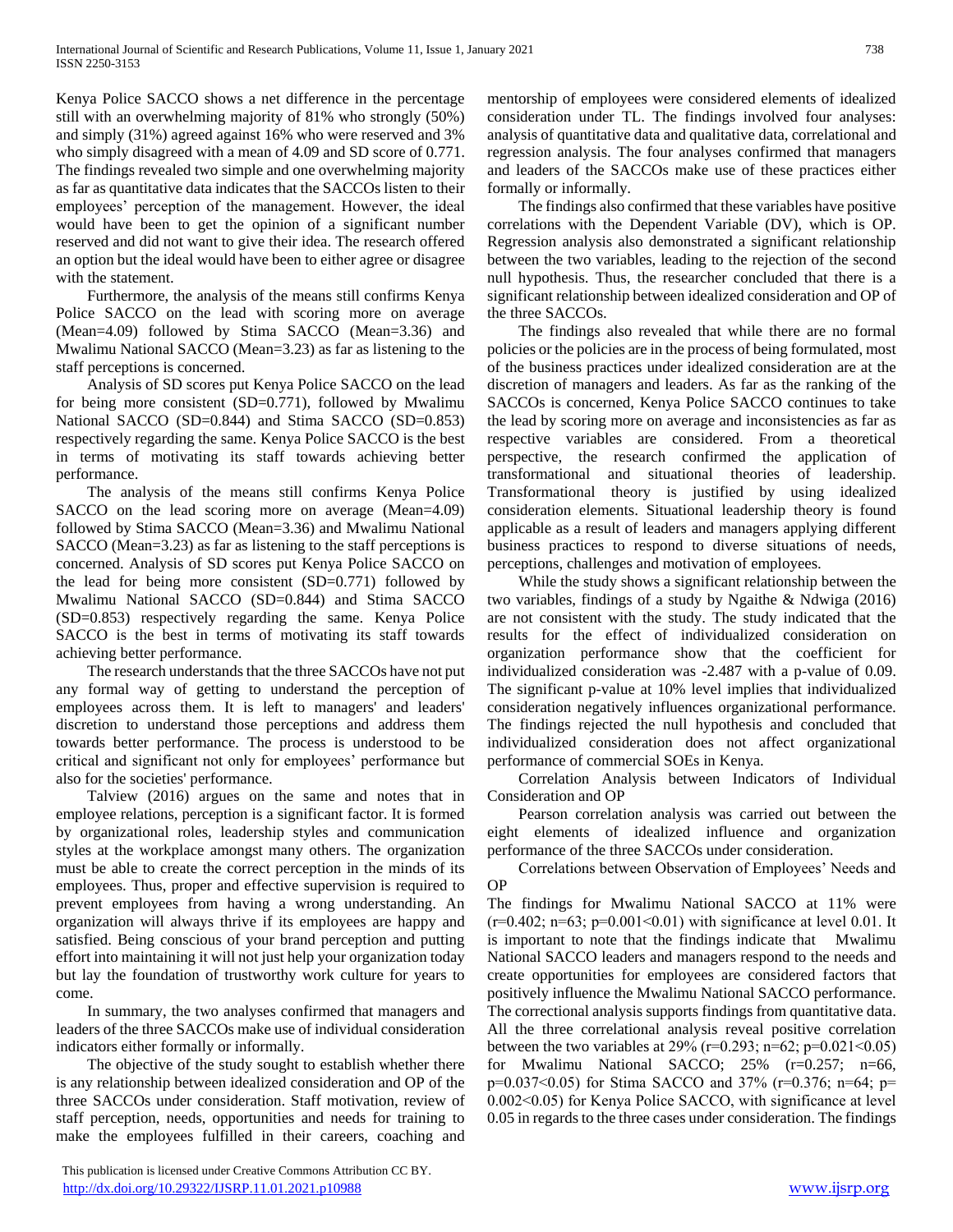Kenya Police SACCO shows a net difference in the percentage still with an overwhelming majority of 81% who strongly (50%) and simply (31%) agreed against 16% who were reserved and 3% who simply disagreed with a mean of 4.09 and SD score of 0.771. The findings revealed two simple and one overwhelming majority as far as quantitative data indicates that the SACCOs listen to their employees' perception of the management. However, the ideal would have been to get the opinion of a significant number reserved and did not want to give their idea. The research offered an option but the ideal would have been to either agree or disagree with the statement.

Furthermore, the analysis of the means still confirms Kenya Police SACCO on the lead with scoring more on average (Mean=4.09) followed by Stima SACCO (Mean=3.36) and Mwalimu National SACCO (Mean=3.23) as far as listening to the staff perceptions is concerned.

Analysis of SD scores put Kenya Police SACCO on the lead for being more consistent (SD=0.771), followed by Mwalimu National SACCO (SD=0.844) and Stima SACCO (SD=0.853) respectively regarding the same. Kenya Police SACCO is the best in terms of motivating its staff towards achieving better performance.

The analysis of the means still confirms Kenya Police SACCO on the lead scoring more on average (Mean=4.09) followed by Stima SACCO (Mean=3.36) and Mwalimu National SACCO (Mean=3.23) as far as listening to the staff perceptions is concerned. Analysis of SD scores put Kenya Police SACCO on the lead for being more consistent (SD=0.771) followed by Mwalimu National SACCO (SD=0.844) and Stima SACCO (SD=0.853) respectively regarding the same. Kenya Police SACCO is the best in terms of motivating its staff towards achieving better performance.

The research understands that the three SACCOs have not put any formal way of getting to understand the perception of employees across them. It is left to managers' and leaders' discretion to understand those perceptions and address them towards better performance. The process is understood to be critical and significant not only for employees' performance but also for the societies' performance.

Talview (2016) argues on the same and notes that in employee relations, perception is a significant factor. It is formed by organizational roles, leadership styles and communication styles at the workplace amongst many others. The organization must be able to create the correct perception in the minds of its employees. Thus, proper and effective supervision is required to prevent employees from having a wrong understanding. An organization will always thrive if its employees are happy and satisfied. Being conscious of your brand perception and putting effort into maintaining it will not just help your organization today but lay the foundation of trustworthy work culture for years to come.

In summary, the two analyses confirmed that managers and leaders of the three SACCOs make use of individual consideration indicators either formally or informally.

The objective of the study sought to establish whether there is any relationship between idealized consideration and OP of the three SACCOs under consideration. Staff motivation, review of staff perception, needs, opportunities and needs for training to make the employees fulfilled in their careers, coaching and mentorship of employees were considered elements of idealized consideration under TL. The findings involved four analyses: analysis of quantitative data and qualitative data, correlational and regression analysis. The four analyses confirmed that managers and leaders of the SACCOs make use of these practices either formally or informally.

The findings also confirmed that these variables have positive correlations with the Dependent Variable (DV), which is OP. Regression analysis also demonstrated a significant relationship between the two variables, leading to the rejection of the second null hypothesis. Thus, the researcher concluded that there is a significant relationship between idealized consideration and OP of the three SACCOs.

The findings also revealed that while there are no formal policies or the policies are in the process of being formulated, most of the business practices under idealized consideration are at the discretion of managers and leaders. As far as the ranking of the SACCOs is concerned, Kenya Police SACCO continues to take the lead by scoring more on average and inconsistencies as far as respective variables are considered. From a theoretical perspective, the research confirmed the application of transformational and situational theories of leadership. Transformational theory is justified by using idealized consideration elements. Situational leadership theory is found applicable as a result of leaders and managers applying different business practices to respond to diverse situations of needs, perceptions, challenges and motivation of employees.

While the study shows a significant relationship between the two variables, findings of a study by Ngaithe & Ndwiga (2016) are not consistent with the study. The study indicated that the results for the effect of individualized consideration on organization performance show that the coefficient for individualized consideration was -2.487 with a p-value of 0.09. The significant p-value at 10% level implies that individualized consideration negatively influences organizational performance. The findings rejected the null hypothesis and concluded that individualized consideration does not affect organizational performance of commercial SOEs in Kenya.

Correlation Analysis between Indicators of Individual Consideration and OP

Pearson correlation analysis was carried out between the eight elements of idealized influence and organization performance of the three SACCOs under consideration.

Correlations between Observation of Employees' Needs and OP

The findings for Mwalimu National SACCO at 11% were ($r=0.402$; $n=63$; $p=0.001<0.01$) with significance at level 0.01. It is important to note that the findings indicate that Mwalimu National SACCO leaders and managers respond to the needs and create opportunities for employees are considered factors that positively influence the Mwalimu National SACCO performance. The correctional analysis supports findings from quantitative data. All the three correlational analysis reveal positive correlation between the two variables at 29% ($r=0.293$; $n=62$; $p=0.021<0.05$) for Mwalimu National SACCO; 25% ($r=0.257$; $n=66$, $p=0.037<0.05$) for Stima SACCO and 37% ($r=0.376$; $n=64$; $p=0.002<0.05$) for Kenya Police SACCO, with significance at level 0.05 in regards to the three cases under consideration. The findings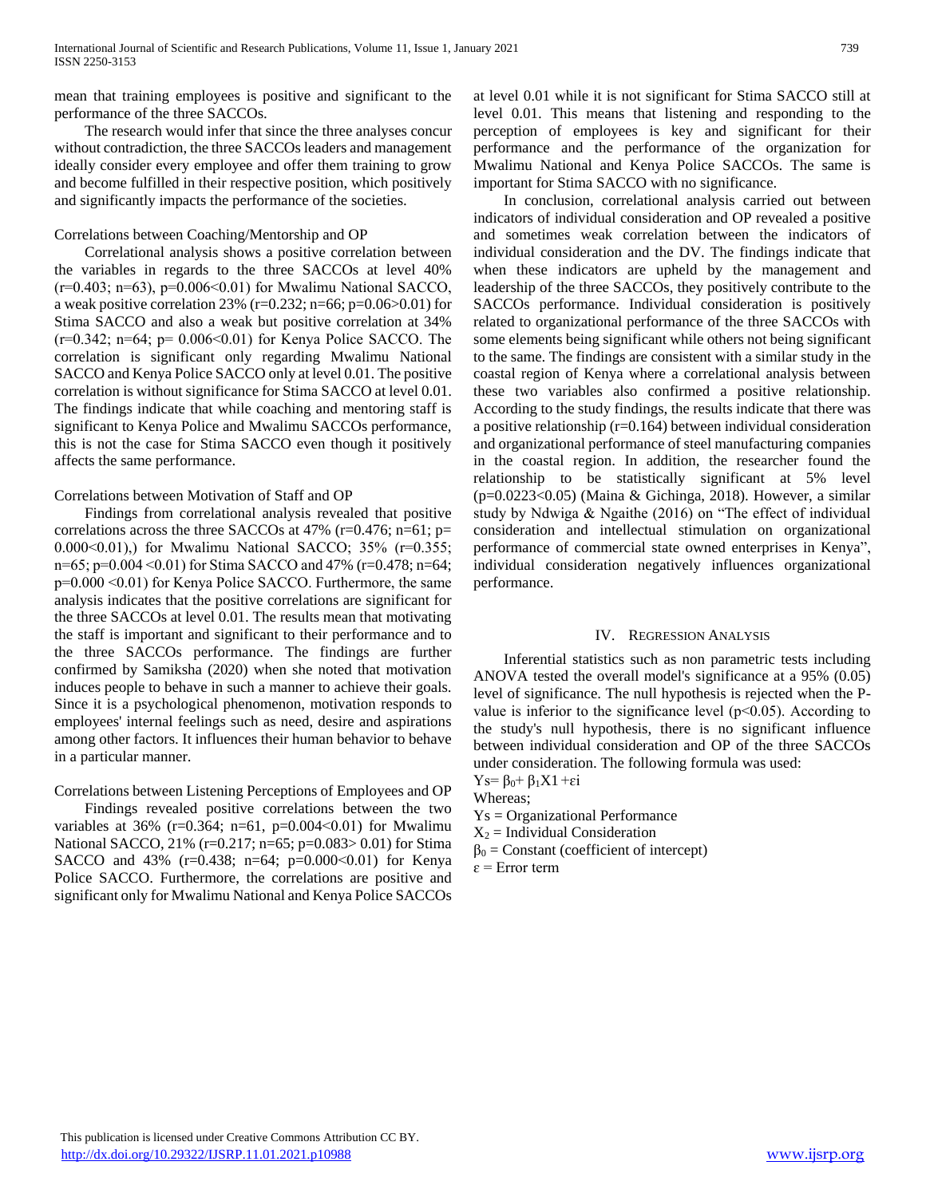mean that training employees is positive and significant to the performance of the three SACCOs.

The research would infer that since the three analyses concur without contradiction, the three SACCOs leaders and management ideally consider every employee and offer them training to grow and become fulfilled in their respective position, which positively and significantly impacts the performance of the societies.

Correlations between Coaching/Mentorship and OP

Correlational analysis shows a positive correlation between the variables in regards to the three SACCOs at level 40% ($r=0.403$; $n=63$), $p=0.006<0.01$) for Mwalimu National SACCO, a weak positive correlation 23% ($r=0.232$; $n=66$; $p=0.06>0.01$) for Stima SACCO and also a weak but positive correlation at 34% ($r=0.342$; $n=64$; $p= 0.006<0.01$) for Kenya Police SACCO. The correlation is significant only regarding Mwalimu National SACCO and Kenya Police SACCO only at level 0.01. The positive correlation is without significance for Stima SACCO at level 0.01. The findings indicate that while coaching and mentoring staff is significant to Kenya Police and Mwalimu SACCOs performance, this is not the case for Stima SACCO even though it positively affects the same performance.

Correlations between Motivation of Staff and OP

Findings from correlational analysis revealed that positive correlations across the three SACCOs at 47% ($r=0.476$; $n=61$; $p= 0.000<0.01$),) for Mwalimu National SACCO; 35% ($r=0.355$; $n=65$; $p=0.004 <0.01$) for Stima SACCO and 47% ($r=0.478$; $n=64$; $p=0.000 <0.01$) for Kenya Police SACCO. Furthermore, the same analysis indicates that the positive correlations are significant for the three SACCOs at level 0.01. The results mean that motivating the staff is important and significant to their performance and to the three SACCOs performance. The findings are further confirmed by Samiksha (2020) when she noted that motivation induces people to behave in such a manner to achieve their goals. Since it is a psychological phenomenon, motivation responds to employees' internal feelings such as need, desire and aspirations among other factors. It influences their human behavior to behave in a particular manner.

Correlations between Listening Perceptions of Employees and OP

Findings revealed positive correlations between the two variables at 36% ($r=0.364$; $n=61$, $p=0.004<0.01$) for Mwalimu National SACCO, 21% ($r=0.217$; $n=65$; $p=0.083> 0.01$) for Stima SACCO and 43% ($r=0.438$; $n=64$; $p=0.000<0.01$) for Kenya Police SACCO. Furthermore, the correlations are positive and significant only for Mwalimu National and Kenya Police SACCOs at level 0.01 while it is not significant for Stima SACCO still at level 0.01. This means that listening and responding to the perception of employees is key and significant for their performance and the performance of the organization for Mwalimu National and Kenya Police SACCOs. The same is important for Stima SACCO with no significance.

In conclusion, correlational analysis carried out between indicators of individual consideration and OP revealed a positive and sometimes weak correlation between the indicators of individual consideration and the DV. The findings indicate that when these indicators are upheld by the management and leadership of the three SACCOs, they positively contribute to the SACCOs performance. Individual consideration is positively related to organizational performance of the three SACCOs with some elements being significant while others not being significant to the same. The findings are consistent with a similar study in the coastal region of Kenya where a correlational analysis between these two variables also confirmed a positive relationship. According to the study findings, the results indicate that there was a positive relationship ($r=0.164$) between individual consideration and organizational performance of steel manufacturing companies in the coastal region. In addition, the researcher found the relationship to be statistically significant at 5% level ($p=0.0223<0.05$) (Maina & Gichinga, 2018). However, a similar study by Ndwiga & Ngaithe (2016) on "The effect of individual consideration and intellectual stimulation on organizational performance of commercial state owned enterprises in Kenya", individual consideration negatively influences organizational performance.

## IV. Regression Analysis

Inferential statistics such as non parametric tests including ANOVA tested the overall model's significance at a 95% (0.05) level of significance. The null hypothesis is rejected when the P-value is inferior to the significance level ($p<0.05$). According to the study's null hypothesis, there is no significant influence between individual consideration and OP of the three SACCOs under consideration. The following formula was used:

$$Ys= \beta_0+ \beta_1 X1 +\varepsilon i$$

Whereas;

$Ys$ = Organizational Performance

$X_2$ = Individual Consideration

$\beta_0$ = Constant (coefficient of intercept)

$\varepsilon$ = Error term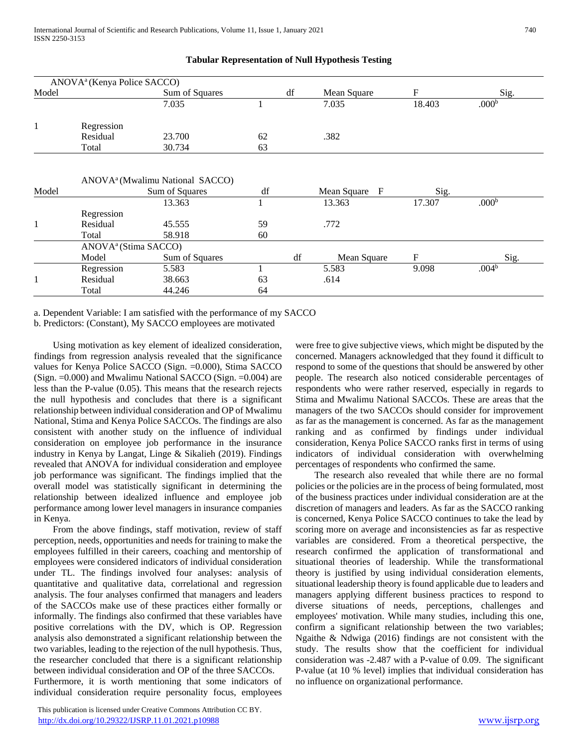**Tabular Representation of Null Hypothesis Testing**

| ANOVA[a] (Kenya Police SACCO) | | | | | | |
|---|---|---|---|---|---|---|
| Model | | Sum of Squares | df | Mean Square | F | Sig. |
| | | 7.035 | 1 | 7.035 | 18.403 | .000[b] |
| 1 | Regression | | | | | |
| | Residual | 23.700 | 62 | .382 | | |
| | Total | 30.734 | 63 | | | |

| ANOVA[a] (Mwalimu National SACCO) | | | | | | |
|---|---|---|---|---|---|---|
| Model | | Sum of Squares | df | Mean Square F | Sig. | |
| | | 13.363 | 1 | 13.363 | 17.307 | .000[b] |
| | Regression | | | | | |
| 1 | Residual | 45.555 | 59 | .772 | | |
| | Total | 58.918 | 60 | | | |

| ANOVA[a] (Stima SACCO) | | | | | | |
|---|---|---|---|---|---|---|
| | Model | Sum of Squares | df | Mean Square | F | Sig. |
| | Regression | 5.583 | 1 | 5.583 | 9.098 | .004[b] |
| 1 | Residual | 38.663 | 63 | .614 | | |
| | Total | 44.246 | 64 | | | |

a. Dependent Variable: I am satisfied with the performance of my SACCO

b. Predictors: (Constant), My SACCO employees are motivated

Using motivation as key element of idealized consideration, findings from regression analysis revealed that the significance values for Kenya Police SACCO (Sign. =0.000), Stima SACCO (Sign. =0.000) and Mwalimu National SACCO (Sign. =0.004) are less than the P-value (0.05). This means that the research rejects the null hypothesis and concludes that there is a significant relationship between individual consideration and OP of Mwalimu National, Stima and Kenya Police SACCOs. The findings are also consistent with another study on the influence of individual consideration on employee job performance in the insurance industry in Kenya by Langat, Linge & Sikalieh (2019). Findings revealed that ANOVA for individual consideration and employee job performance was significant. The findings implied that the overall model was statistically significant in determining the relationship between idealized influence and employee job performance among lower level managers in insurance companies in Kenya.

From the above findings, staff motivation, review of staff perception, needs, opportunities and needs for training to make the employees fulfilled in their careers, coaching and mentorship of employees were considered indicators of individual consideration under TL. The findings involved four analyses: analysis of quantitative and qualitative data, correlational and regression analysis. The four analyses confirmed that managers and leaders of the SACCOs make use of these practices either formally or informally. The findings also confirmed that these variables have positive correlations with the DV, which is OP. Regression analysis also demonstrated a significant relationship between the two variables, leading to the rejection of the null hypothesis. Thus, the researcher concluded that there is a significant relationship between individual consideration and OP of the three SACCOs.

Furthermore, it is worth mentioning that some indicators of individual consideration require personality focus, employees were free to give subjective views, which might be disputed by the concerned. Managers acknowledged that they found it difficult to respond to some of the questions that should be answered by other people. The research also noticed considerable percentages of respondents who were rather reserved, especially in regards to Stima and Mwalimu National SACCOs. These are areas that the managers of the two SACCOs should consider for improvement as far as the management is concerned. As far as the management ranking and as confirmed by findings under individual consideration, Kenya Police SACCO ranks first in terms of using indicators of individual consideration with overwhelming percentages of respondents who confirmed the same.

The research also revealed that while there are no formal policies or the policies are in the process of being formulated, most of the business practices under individual consideration are at the discretion of managers and leaders. As far as the SACCO ranking is concerned, Kenya Police SACCO continues to take the lead by scoring more on average and inconsistencies as far as respective variables are considered. From a theoretical perspective, the research confirmed the application of transformational and situational theories of leadership. While the transformational theory is justified by using individual consideration elements, situational leadership theory is found applicable due to leaders and managers applying different business practices to respond to diverse situations of needs, perceptions, challenges and employees' motivation. While many studies, including this one, confirm a significant relationship between the two variables; Ngaithe & Ndwiga (2016) findings are not consistent with the study. The results show that the coefficient for individual consideration was -2.487 with a P-value of 0.09. The significant P-value (at 10 % level) implies that individual consideration has no influence on organizational performance.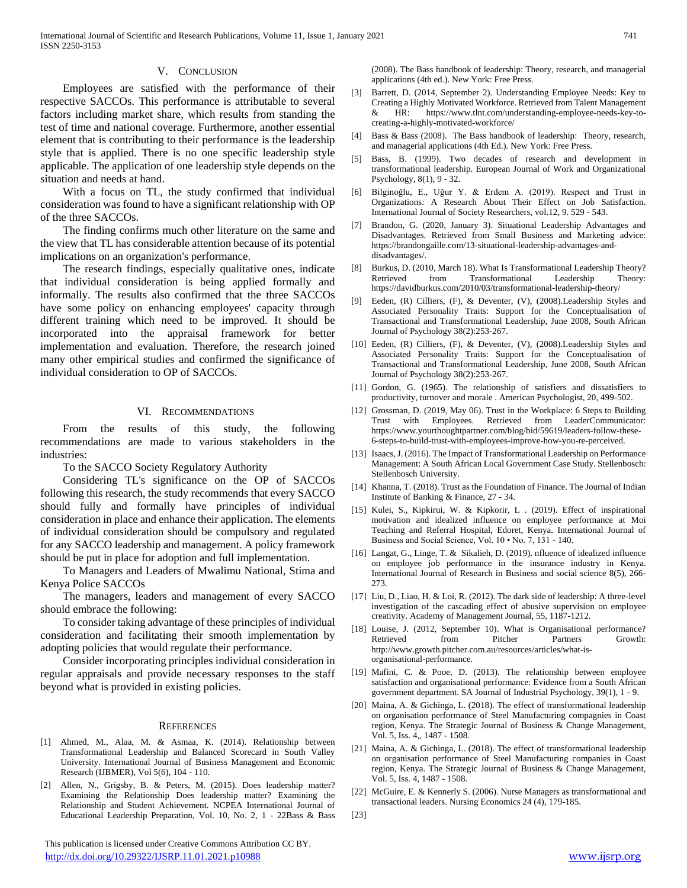## V. Conclusion

Employees are satisfied with the performance of their respective SACCOs. This performance is attributable to several factors including market share, which results from standing the test of time and national coverage. Furthermore, another essential element that is contributing to their performance is the leadership style that is applied. There is no one specific leadership style applicable. The application of one leadership style depends on the situation and needs at hand.

With a focus on TL, the study confirmed that individual consideration was found to have a significant relationship with OP of the three SACCOs.

The finding confirms much other literature on the same and the view that TL has considerable attention because of its potential implications on an organization's performance.

The research findings, especially qualitative ones, indicate that individual consideration is being applied formally and informally. The results also confirmed that the three SACCOs have some policy on enhancing employees' capacity through different training which need to be improved. It should be incorporated into the appraisal framework for better implementation and evaluation. Therefore, the research joined many other empirical studies and confirmed the significance of individual consideration to OP of SACCOs.

## VI. Recommendations

From the results of this study, the following recommendations are made to various stakeholders in the industries:

To the SACCO Society Regulatory Authority

Considering TL's significance on the OP of SACCOs following this research, the study recommends that every SACCO should fully and formally have principles of individual consideration in place and enhance their application. The elements of individual consideration should be compulsory and regulated for any SACCO leadership and management. A policy framework should be put in place for adoption and full implementation.

To Managers and Leaders of Mwalimu National, Stima and Kenya Police SACCOs

The managers, leaders and management of every SACCO should embrace the following:

To consider taking advantage of these principles of individual consideration and facilitating their smooth implementation by adopting policies that would regulate their performance.

Consider incorporating principles individual consideration in regular appraisals and provide necessary responses to the staff beyond what is provided in existing policies.

## References

[1] Ahmed, M., Alaa, M. & Asmaa, K. (2014). Relationship between Transformational Leadership and Balanced Scorecard in South Valley University. International Journal of Business Management and Economic Research (IJBMER), Vol 5(6), 104 - 110.

[2] Allen, N., Grigsby, B. & Peters, M. (2015). Does leadership matter? Examining the Relationship Does leadership matter? Examining the Relationship and Student Achievement. NCPEA International Journal of Educational Leadership Preparation, Vol. 10, No. 2, 1 - 22Bass & Bass (2008). The Bass handbook of leadership: Theory, research, and managerial applications (4th ed.). New York: Free Press.

[3] Barrett, D. (2014, September 2). Understanding Employee Needs: Key to Creating a Highly Motivated Workforce. Retrieved from Talent Management & HR: https://www.tlnt.com/understanding-employee-needs-key-to-creating-a-highly-motivated-workforce/

[4] Bass & Bass (2008). The Bass handbook of leadership: Theory, research, and managerial applications (4th Ed.). New York: Free Press.

[5] Bass, B. (1999). Two decades of research and development in transformational leadership. European Journal of Work and Organizational Psychology, 8(1), 9 - 32.

[6] Bilginoğlu, E., Uğur Y. & Erdem A. (2019). Respect and Trust in Organizations: A Research About Their Effect on Job Satisfaction. International Journal of Society Researchers, vol.12, 9. 529 - 543.

[7] Brandon, G. (2020, January 3). Situational Leadership Advantages and Disadvantages. Retrieved from Small Business and Marketing advice: https://brandongaille.com/13-situational-leadership-advantages-and-disadvantages/.

[8] Burkus, D. (2010, March 18). What Is Transformational Leadership Theory? Retrieved from Transformational Leadership Theory: https://davidburkus.com/2010/03/transformational-leadership-theory/

[9] Eeden, (R) Cilliers, (F), & Deventer, (V), (2008).Leadership Styles and Associated Personality Traits: Support for the Conceptualisation of Transactional and Transformational Leadership, June 2008, South African Journal of Psychology 38(2):253-267.

[10] Eeden, (R) Cilliers, (F), & Deventer, (V), (2008).Leadership Styles and Associated Personality Traits: Support for the Conceptualisation of Transactional and Transformational Leadership, June 2008, South African Journal of Psychology 38(2):253-267.

[11] Gordon, G. (1965). The relationship of satisfiers and dissatisfiers to productivity, turnover and morale . American Psychologist, 20, 499-502.

[12] Grossman, D. (2019, May 06). Trust in the Workplace: 6 Steps to Building Trust with Employees. Retrieved from LeaderCommunicator: https://www.yourthoughtpartner.com/blog/bid/59619/leaders-follow-these-6-steps-to-build-trust-with-employees-improve-how-you-re-perceived.

[13] Isaacs, J. (2016). The Impact of Transformational Leadership on Performance Management: A South African Local Government Case Study. Stellenbosch: Stellenbosch University.

[14] Khanna, T. (2018). Trust as the Foundation of Finance. The Journal of Indian Institute of Banking & Finance, 27 - 34.

[15] Kulei, S., Kipkirui, W. & Kipkorir, L . (2019). Effect of inspirational motivation and idealized influence on employee performance at Moi Teaching and Referral Hospital, Edoret, Kenya. International Journal of Business and Social Science, Vol. 10 • No. 7, 131 - 140.

[16] Langat, G., Linge, T. & Sikalieh, D. (2019). nfluence of idealized influence on employee job performance in the insurance industry in Kenya. International Journal of Research in Business and social science 8(5), 266-273.

[17] Liu, D., Liao, H. & Loi, R. (2012). The dark side of leadership: A three-level investigation of the cascading effect of abusive supervision on employee creativity. Academy of Management Journal, 55, 1187-1212.

[18] Louise, J. (2012, September 10). What is Organisational performance? Retrieved from Pitcher Partners Growth: http://www.growth.pitcher.com.au/resources/articles/what-is-organisational-performance.

[19] Mafini, C. & Pooe, D. (2013). The relationship between employee satisfaction and organisational performance: Evidence from a South African government department. SA Journal of Industrial Psychology, 39(1), 1 - 9.

[20] Maina, A. & Gichinga, L. (2018). The effect of transformational leadership on organisation performance of Steel Manufacturing compagnies in Coast region, Kenya. The Strategic Journal of Business & Change Management, Vol. 5, Iss. 4,, 1487 - 1508.

[21] Maina, A. & Gichinga, L. (2018). The effect of transformational leadership on organisation performance of Steel Manufacturing companies in Coast region, Kenya. The Strategic Journal of Business & Change Management, Vol. 5, Iss. 4, 1487 - 1508.

[22] McGuire, E. & Kennerly S. (2006). Nurse Managers as transformational and transactional leaders. Nursing Economics 24 (4), 179-185.

[23]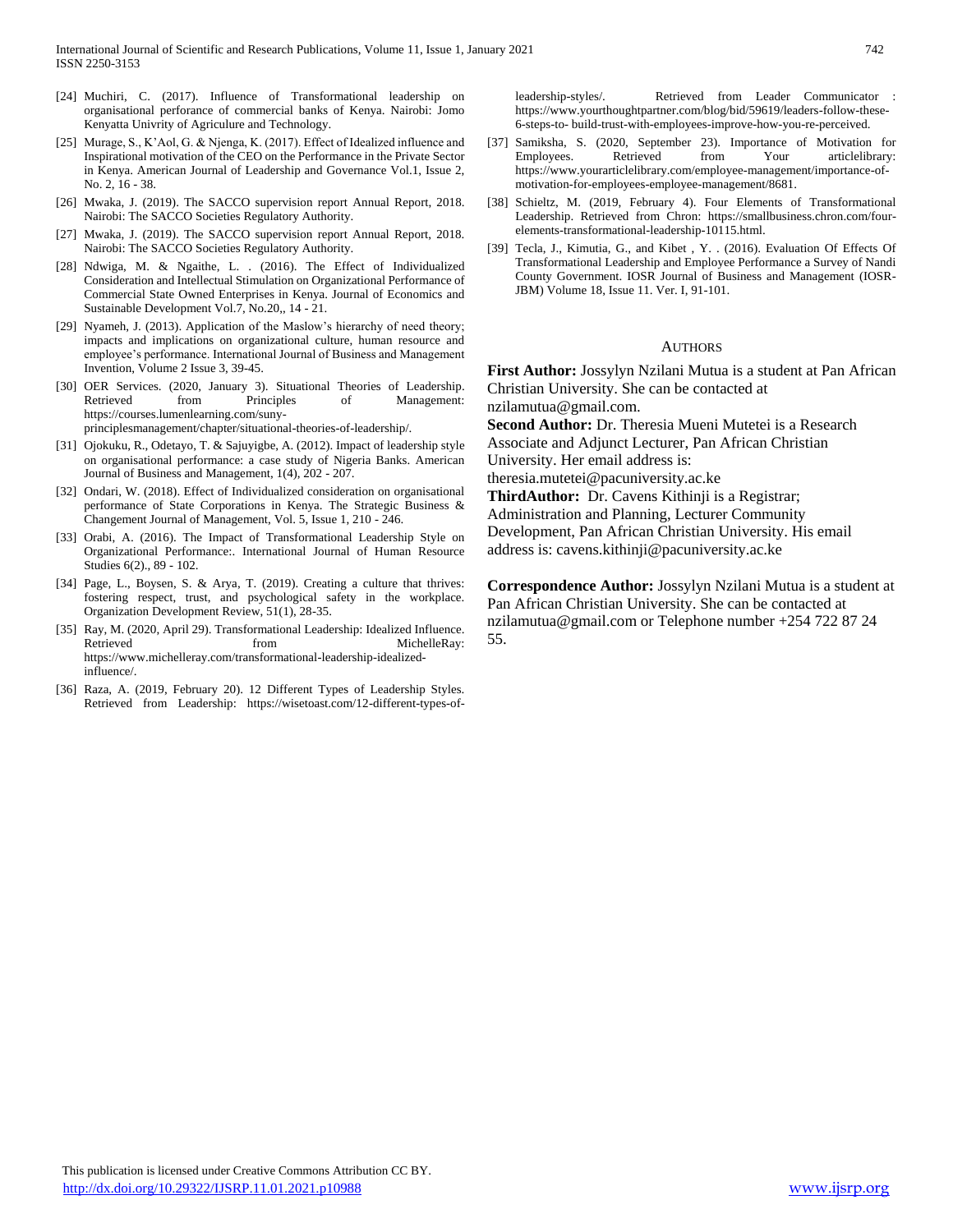[24] Muchiri, C. (2017). Influence of Transformational leadership on organisational perforance of commercial banks of Kenya. Nairobi: Jomo Kenyatta Univrity of Agriculure and Technology.

[25] Murage, S., K'Aol, G. & Njenga, K. (2017). Effect of Idealized influence and Inspirational motivation of the CEO on the Performance in the Private Sector in Kenya. American Journal of Leadership and Governance Vol.1, Issue 2, No. 2, 16 - 38.

[26] Mwaka, J. (2019). The SACCO supervision report Annual Report, 2018. Nairobi: The SACCO Societies Regulatory Authority.

[27] Mwaka, J. (2019). The SACCO supervision report Annual Report, 2018. Nairobi: The SACCO Societies Regulatory Authority.

[28] Ndwiga, M. & Ngaithe, L. . (2016). The Effect of Individualized Consideration and Intellectual Stimulation on Organizational Performance of Commercial State Owned Enterprises in Kenya. Journal of Economics and Sustainable Development Vol.7, No.20,, 14 - 21.

[29] Nyameh, J. (2013). Application of the Maslow's hierarchy of need theory; impacts and implications on organizational culture, human resource and employee's performance. International Journal of Business and Management Invention, Volume 2 Issue 3, 39-45.

[30] OER Services. (2020, January 3). Situational Theories of Leadership. Retrieved from Principles of Management: https://courses.lumenlearning.com/suny-principlesmanagement/chapter/situational-theories-of-leadership/.

[31] Ojokuku, R., Odetayo, T. & Sajuyigbe, A. (2012). Impact of leadership style on organisational performance: a case study of Nigeria Banks. American Journal of Business and Management, 1(4), 202 - 207.

[32] Ondari, W. (2018). Effect of Individualized consideration on organisational performance of State Corporations in Kenya. The Strategic Business & Changement Journal of Management, Vol. 5, Issue 1, 210 - 246.

[33] Orabi, A. (2016). The Impact of Transformational Leadership Style on Organizational Performance:. International Journal of Human Resource Studies 6(2)., 89 - 102.

[34] Page, L., Boysen, S. & Arya, T. (2019). Creating a culture that thrives: fostering respect, trust, and psychological safety in the workplace. Organization Development Review, 51(1), 28-35.

[35] Ray, M. (2020, April 29). Transformational Leadership: Idealized Influence. Retrieved from MichelleRay: https://www.michelleray.com/transformational-leadership-idealized-influence/.

[36] Raza, A. (2019, February 20). 12 Different Types of Leadership Styles. Retrieved from Leadership: https://wisetoast.com/12-different-types-of-leadership-styles/. Retrieved from Leader Communicator : https://www.yourthoughtpartner.com/blog/bid/59619/leaders-follow-these-6-steps-to- build-trust-with-employees-improve-how-you-re-perceived.

[37] Samiksha, S. (2020, September 23). Importance of Motivation for Employees. Retrieved from Your articlelibrary: https://www.yourarticlelibrary.com/employee-management/importance-of-motivation-for-employees-employee-management/8681.

[38] Schieltz, M. (2019, February 4). Four Elements of Transformational Leadership. Retrieved from Chron: https://smallbusiness.chron.com/four-elements-transformational-leadership-10115.html.

[39] Tecla, J., Kimutia, G., and Kibet , Y. . (2016). Evaluation Of Effects Of Transformational Leadership and Employee Performance a Survey of Nandi County Government. IOSR Journal of Business and Management (IOSR-JBM) Volume 18, Issue 11. Ver. I, 91-101.

## AUTHORS

**First Author:** Jossylyn Nzilani Mutua is a student at Pan African Christian University. She can be contacted at nzilamutua@gmail.com.

**Second Author:** Dr. Theresia Mueni Mutetei is a Research Associate and Adjunct Lecturer, Pan African Christian University. Her email address is: theresia.mutetei@pacuniversity.ac.ke

**ThirdAuthor:** Dr. Cavens Kithinji is a Registrar; Administration and Planning, Lecturer Community Development, Pan African Christian University. His email address is: cavens.kithinji@pacuniversity.ac.ke

**Correspondence Author:** Jossylyn Nzilani Mutua is a student at Pan African Christian University. She can be contacted at nzilamutua@gmail.com or Telephone number +254 722 87 24 55.